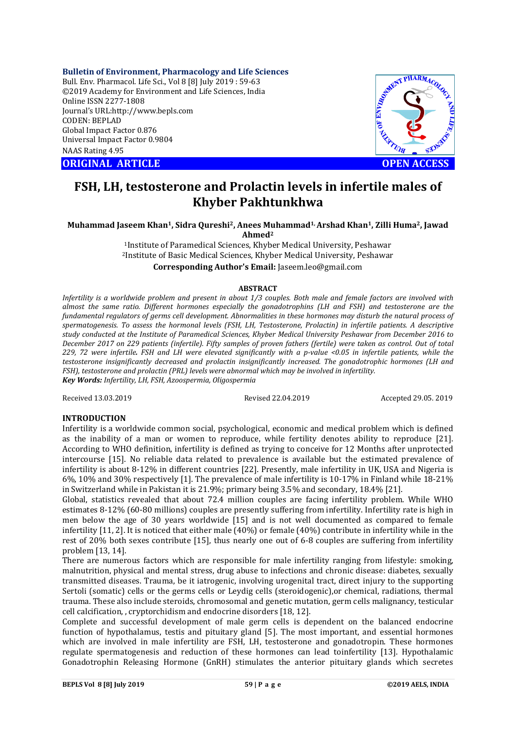Bulletin of Environment, Pharmacology and Life Sciences
Bull. Env. Pharmacol. Life Sci., Vol 8 [8] July 2019 : 59-63
©2019 Academy for Environment and Life Sciences, India
Online ISSN 2277-1808
Journal's URL:http://www.bepls.com
CODEN: BEPLAD
Global Impact Factor 0.876
Universal Impact Factor 0.9804
NAAS Rating 4.95

**ORIGINAL ARTICLE** **OPEN ACCESS**

# FSH, LH, testosterone and Prolactin levels in infertile males of Khyber Pakhtunkhwa

**Muhammad Jaseem Khan[1], Sidra Qureshi[2], Anees Muhammad[1], Arshad Khan[1], Zilli Huma[2], Jawad Ahmed[2]**

[1]Institute of Paramedical Sciences, Khyber Medical University, Peshawar
[2]Institute of Basic Medical Sciences, Khyber Medical University, Peshawar

**Corresponding Author's Email:** Jaseem.leo@gmail.com

## ABSTRACT

*Infertility is a worldwide problem and present in about 1/3 couples. Both male and female factors are involved with almost the same ratio. Different hormones especially the gonadotrophins (LH and FSH) and testosterone are the fundamental regulators of germs cell development. Abnormalities in these hormones may disturb the natural process of spermatogenesis. To assess the hormonal levels (FSH, LH, Testosterone, Prolactin) in infertile patients. A descriptive study conducted at the Institute of Paramedical Sciences, Khyber Medical University Peshawar from December 2016 to December 2017 on 229 patients (infertile). Fifty samples of proven fathers (fertile) were taken as control. Out of total 229, 72 were infertile. FSH and LH were elevated significantly with a p-value <0.05 in infertile patients, while the testosterone insignificantly decreased and prolactin insignificantly increased. The gonadotrophic hormones (LH and FSH), testosterone and prolactin (PRL) levels were abnormal which may be involved in infertility.*

***Key Words:*** *Infertility, LH, FSH, Azoospermia, Oligospermia*

Received 13.03.2019 Revised 22.04.2019 Accepted 29.05. 2019

## INTRODUCTION

Infertility is a worldwide common social, psychological, economic and medical problem which is defined as the inability of a man or women to reproduce, while fertility denotes ability to reproduce [21]. According to WHO definition, infertility is defined as trying to conceive for 12 Months after unprotected intercourse [15]. No reliable data related to prevalence is available but the estimated prevalence of infertility is about 8-12% in different countries [22]. Presently, male infertility in UK, USA and Nigeria is 6%, 10% and 30% respectively [1]. The prevalence of male infertility is 10-17% in Finland while 18-21% in Switzerland while in Pakistan it is 21.9%; primary being 3.5% and secondary, 18.4% [21].

Global, statistics revealed that about 72.4 million couples are facing infertility problem. While WHO estimates 8-12% (60-80 millions) couples are presently suffering from infertility. Infertility rate is high in men below the age of 30 years worldwide [15] and is not well documented as compared to female infertility [11, 2]. It is noticed that either male (40%) or female (40%) contribute in infertility while in the rest of 20% both sexes contribute [15], thus nearly one out of 6-8 couples are suffering from infertility problem [13, 14].

There are numerous factors which are responsible for male infertility ranging from lifestyle: smoking, malnutrition, physical and mental stress, drug abuse to infections and chronic disease: diabetes, sexually transmitted diseases. Trauma, be it iatrogenic, involving urogenital tract, direct injury to the supporting Sertoli (somatic) cells or the germs cells or Leydig cells (steroidogenic),or chemical, radiations, thermal trauma. These also include steroids, chromosomal and genetic mutation, germ cells malignancy, testicular cell calcification, , cryptorchidism and endocrine disorders [18, 12].

Complete and successful development of male germ cells is dependent on the balanced endocrine function of hypothalamus, testis and pituitary gland [5]. The most important, and essential hormones which are involved in male infertility are FSH, LH, testosterone and gonadotropin. These hormones regulate spermatogenesis and reduction of these hormones can lead toinfertility [13]. Hypothalamic Gonadotrophin Releasing Hormone (GnRH) stimulates the anterior pituitary glands which secretes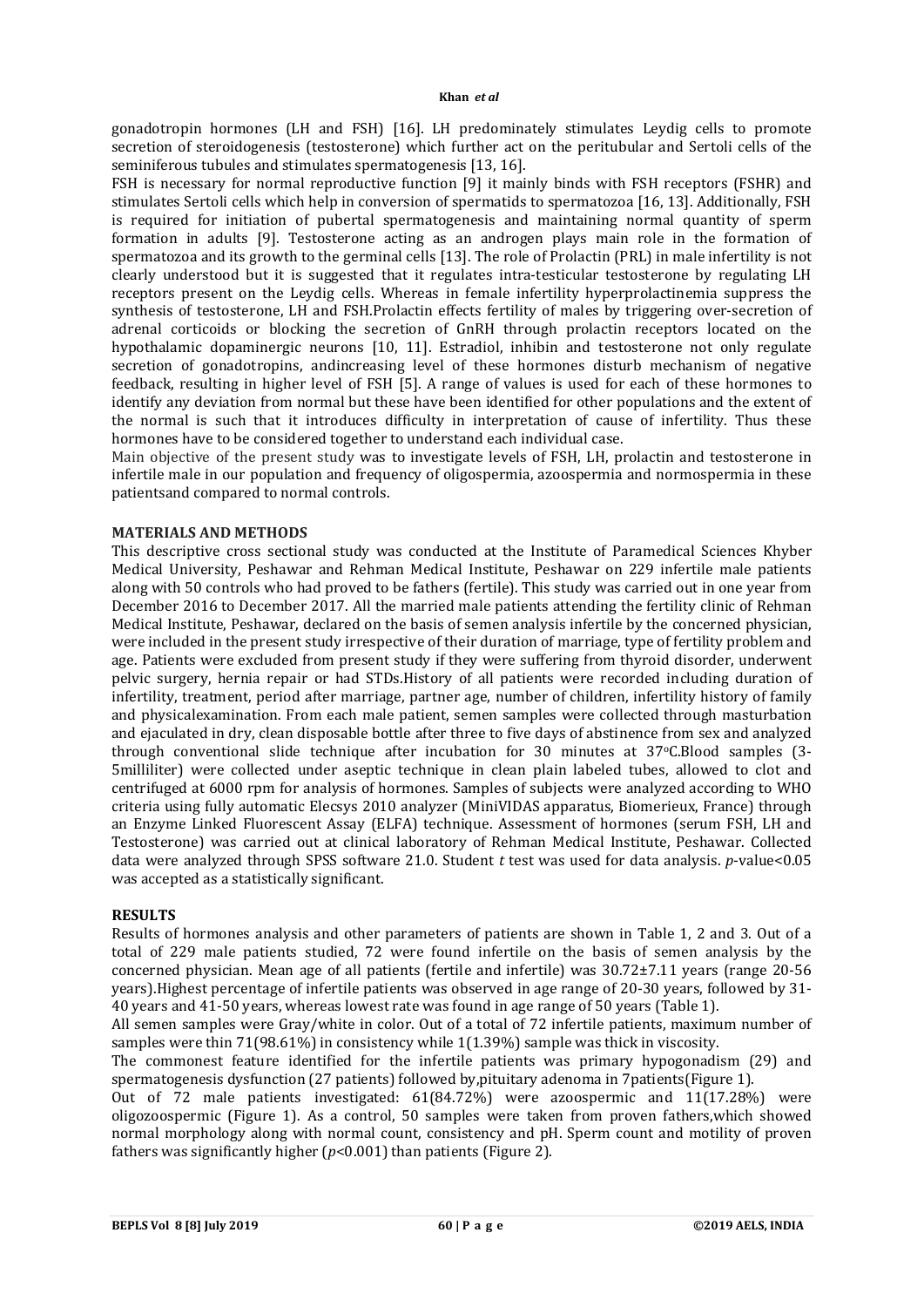gonadotropin hormones (LH and FSH) [16]. LH predominately stimulates Leydig cells to promote secretion of steroidogenesis (testosterone) which further act on the peritubular and Sertoli cells of the seminiferous tubules and stimulates spermatogenesis [13, 16].

FSH is necessary for normal reproductive function [9] it mainly binds with FSH receptors (FSHR) and stimulates Sertoli cells which help in conversion of spermatids to spermatozoa [16, 13]. Additionally, FSH is required for initiation of pubertal spermatogenesis and maintaining normal quantity of sperm formation in adults [9]. Testosterone acting as an androgen plays main role in the formation of spermatozoa and its growth to the germinal cells [13]. The role of Prolactin (PRL) in male infertility is not clearly understood but it is suggested that it regulates intra-testicular testosterone by regulating LH receptors present on the Leydig cells. Whereas in female infertility hyperprolactinemia suppress the synthesis of testosterone, LH and FSH.Prolactin effects fertility of males by triggering over-secretion of adrenal corticoids or blocking the secretion of GnRH through prolactin receptors located on the hypothalamic dopaminergic neurons [10, 11]. Estradiol, inhibin and testosterone not only regulate secretion of gonadotropins, andincreasing level of these hormones disturb mechanism of negative feedback, resulting in higher level of FSH [5]. A range of values is used for each of these hormones to identify any deviation from normal but these have been identified for other populations and the extent of the normal is such that it introduces difficulty in interpretation of cause of infertility. Thus these hormones have to be considered together to understand each individual case.

Main objective of the present study was to investigate levels of FSH, LH, prolactin and testosterone in infertile male in our population and frequency of oligospermia, azoospermia and normospermia in these patientsand compared to normal controls.

## MATERIALS AND METHODS

This descriptive cross sectional study was conducted at the Institute of Paramedical Sciences Khyber Medical University, Peshawar and Rehman Medical Institute, Peshawar on 229 infertile male patients along with 50 controls who had proved to be fathers (fertile). This study was carried out in one year from December 2016 to December 2017. All the married male patients attending the fertility clinic of Rehman Medical Institute, Peshawar, declared on the basis of semen analysis infertile by the concerned physician, were included in the present study irrespective of their duration of marriage, type of fertility problem and age. Patients were excluded from present study if they were suffering from thyroid disorder, underwent pelvic surgery, hernia repair or had STDs.History of all patients were recorded including duration of infertility, treatment, period after marriage, partner age, number of children, infertility history of family and physicalexamination. From each male patient, semen samples were collected through masturbation and ejaculated in dry, clean disposable bottle after three to five days of abstinence from sex and analyzed through conventional slide technique after incubation for 30 minutes at 37$^{o}$C.Blood samples (3-5milliliter) were collected under aseptic technique in clean plain labeled tubes, allowed to clot and centrifuged at 6000 rpm for analysis of hormones. Samples of subjects were analyzed according to WHO criteria using fully automatic Elecsys 2010 analyzer (MiniVIDAS apparatus, Biomerieux, France) through an Enzyme Linked Fluorescent Assay (ELFA) technique. Assessment of hormones (serum FSH, LH and Testosterone) was carried out at clinical laboratory of Rehman Medical Institute, Peshawar. Collected data were analyzed through SPSS software 21.0. Student *t* test was used for data analysis. *p*-value<0.05 was accepted as a statistically significant.

## RESULTS

Results of hormones analysis and other parameters of patients are shown in Table 1, 2 and 3. Out of a total of 229 male patients studied, 72 were found infertile on the basis of semen analysis by the concerned physician. Mean age of all patients (fertile and infertile) was 30.72±7.11 years (range 20-56 years).Highest percentage of infertile patients was observed in age range of 20-30 years, followed by 31-40 years and 41-50 years, whereas lowest rate was found in age range of 50 years (Table 1).

All semen samples were Gray/white in color. Out of a total of 72 infertile patients, maximum number of samples were thin 71(98.61%) in consistency while 1(1.39%) sample was thick in viscosity.

The commonest feature identified for the infertile patients was primary hypogonadism (29) and spermatogenesis dysfunction (27 patients) followed by,pituitary adenoma in 7patients(Figure 1).

Out of 72 male patients investigated: 61(84.72%) were azoospermic and 11(17.28%) were oligozoospermic (Figure 1). As a control, 50 samples were taken from proven fathers,which showed normal morphology along with normal count, consistency and pH. Sperm count and motility of proven fathers was significantly higher (*p*<0.001) than patients (Figure 2).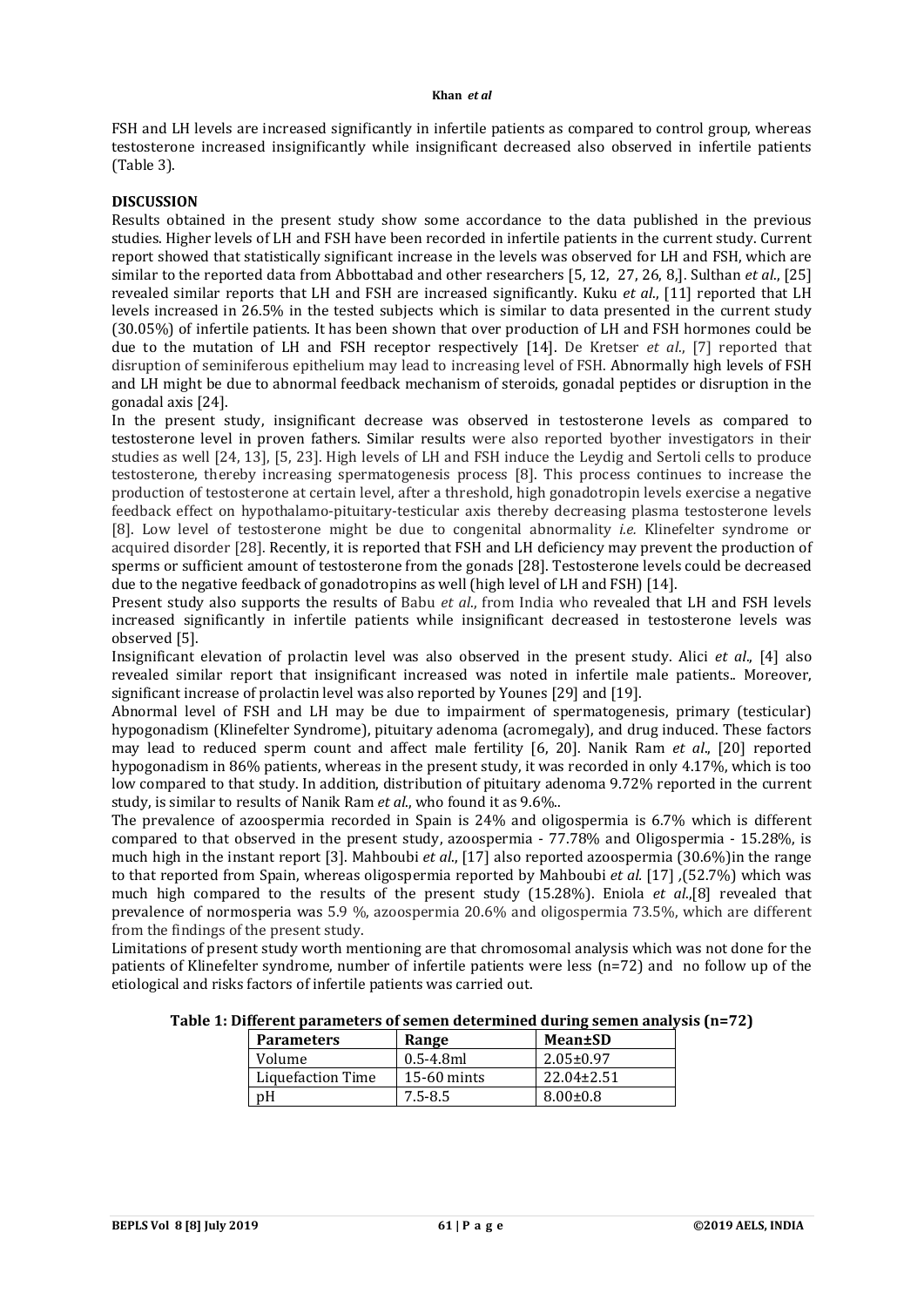FSH and LH levels are increased significantly in infertile patients as compared to control group, whereas testosterone increased insignificantly while insignificant decreased also observed in infertile patients (Table 3).

## DISCUSSION

Results obtained in the present study show some accordance to the data published in the previous studies. Higher levels of LH and FSH have been recorded in infertile patients in the current study. Current report showed that statistically significant increase in the levels was observed for LH and FSH, which are similar to the reported data from Abbottabad and other researchers [5, 12, 27, 26, 8,]. Sulthan *et al*., [25] revealed similar reports that LH and FSH are increased significantly. Kuku *et al*., [11] reported that LH levels increased in 26.5% in the tested subjects which is similar to data presented in the current study (30.05%) of infertile patients. It has been shown that over production of LH and FSH hormones could be due to the mutation of LH and FSH receptor respectively [14]. De Kretser *et al*., [7] reported that disruption of seminiferous epithelium may lead to increasing level of FSH. Abnormally high levels of FSH and LH might be due to abnormal feedback mechanism of steroids, gonadal peptides or disruption in the gonadal axis [24].

In the present study, insignificant decrease was observed in testosterone levels as compared to testosterone level in proven fathers. Similar results were also reported byother investigators in their studies as well [24, 13], [5, 23]. High levels of LH and FSH induce the Leydig and Sertoli cells to produce testosterone, thereby increasing spermatogenesis process [8]. This process continues to increase the production of testosterone at certain level, after a threshold, high gonadotropin levels exercise a negative feedback effect on hypothalamo-pituitary-testicular axis thereby decreasing plasma testosterone levels [8]. Low level of testosterone might be due to congenital abnormality *i.e.* Klinefelter syndrome or acquired disorder [28]. Recently, it is reported that FSH and LH deficiency may prevent the production of sperms or sufficient amount of testosterone from the gonads [28]. Testosterone levels could be decreased due to the negative feedback of gonadotropins as well (high level of LH and FSH) [14].

Present study also supports the results of Babu *et al*., from India who revealed that LH and FSH levels increased significantly in infertile patients while insignificant decreased in testosterone levels was observed [5].

Insignificant elevation of prolactin level was also observed in the present study. Alici *et al*., [4] also revealed similar report that insignificant increased was noted in infertile male patients.. Moreover, significant increase of prolactin level was also reported by Younes [29] and [19].

Abnormal level of FSH and LH may be due to impairment of spermatogenesis, primary (testicular) hypogonadism (Klinefelter Syndrome), pituitary adenoma (acromegaly), and drug induced. These factors may lead to reduced sperm count and affect male fertility [6, 20]. Nanik Ram *et al*., [20] reported hypogonadism in 86% patients, whereas in the present study, it was recorded in only 4.17%, which is too low compared to that study. In addition, distribution of pituitary adenoma 9.72% reported in the current study, is similar to results of Nanik Ram *et al*., who found it as 9.6%..

The prevalence of azoospermia recorded in Spain is 24% and oligospermia is 6.7% which is different compared to that observed in the present study, azoospermia - 77.78% and Oligospermia - 15.28%, is much high in the instant report [3]. Mahboubi *et al*., [17] also reported azoospermia (30.6%)in the range to that reported from Spain, whereas oligospermia reported by Mahboubi *et al.* [17] ,(52.7%) which was much high compared to the results of the present study (15.28%). Eniola *et al*.,[8] revealed that prevalence of normosperia was 5.9 %, azoospermia 20.6% and oligospermia 73.5%, which are different from the findings of the present study.

Limitations of present study worth mentioning are that chromosomal analysis which was not done for the patients of Klinefelter syndrome, number of infertile patients were less (n=72) and no follow up of the etiological and risks factors of infertile patients was carried out.

**Table 1: Different parameters of semen determined during semen analysis (n=72)**

| Parameters | Range | Mean±SD |
|---|---|---|
| Volume | 0.5-4.8ml | 2.05±0.97 |
| Liquefaction Time | 15-60 mints | 22.04±2.51 |
| pH | 7.5-8.5 | 8.00±0.8 |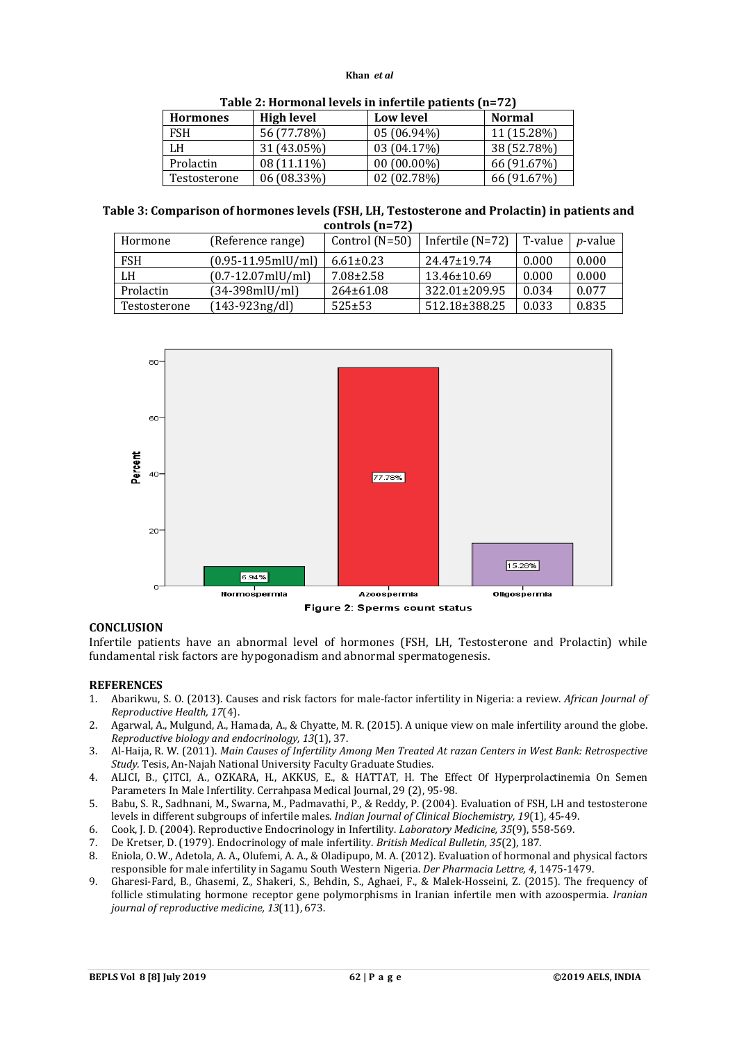**Table 2: Hormonal levels in infertile patients (n=72)**

| Hormones | High level | Low level | Normal |
|---|---|---|---|
| FSH | 56 (77.78%) | 05 (06.94%) | 11 (15.28%) |
| LH | 31 (43.05%) | 03 (04.17%) | 38 (52.78%) |
| Prolactin | 08 (11.11%) | 00 (00.00%) | 66 (91.67%) |
| Testosterone | 06 (08.33%) | 02 (02.78%) | 66 (91.67%) |

**Table 3: Comparison of hormones levels (FSH, LH, Testosterone and Prolactin) in patients and controls (n=72)**

| Hormone | (Reference range) | Control (N=50) | Infertile (N=72) | T-value | *p*-value |
|---|---|---|---|---|---|
| FSH | (0.95-11.95mlU/ml) | 6.61±0.23 | 24.47±19.74 | 0.000 | 0.000 |
| LH | (0.7-12.07mlU/ml) | 7.08±2.58 | 13.46±10.69 | 0.000 | 0.000 |
| Prolactin | (34-398mlU/ml) | 264±61.08 | 322.01±209.95 | 0.034 | 0.077 |
| Testosterone | (143-923ng/dl) | 525±53 | 512.18±388.25 | 0.033 | 0.835 |

Figure 2: Sperms count status

## CONCLUSION

Infertile patients have an abnormal level of hormones (FSH, LH, Testosterone and Prolactin) while fundamental risk factors are hypogonadism and abnormal spermatogenesis.

## REFERENCES

1. Abarikwu, S. O. (2013). Causes and risk factors for male-factor infertility in Nigeria: a review. *African Journal of Reproductive Health, 17*(4).
2. Agarwal, A., Mulgund, A., Hamada, A., & Chyatte, M. R. (2015). A unique view on male infertility around the globe. *Reproductive biology and endocrinology, 13*(1), 37.
3. Al-Haija, R. W. (2011). *Main Causes of Infertility Among Men Treated At razan Centers in West Bank: Retrospective Study.* Tesis, An-Najah National University Faculty Graduate Studies.
4. ALICI, B., ÇITCI, A., OZKARA, H., AKKUS, E., & HATTAT, H. The Effect Of Hyperprolactinemia On Semen Parameters In Male Infertility. Cerrahpasa Medical Journal, 29 (2), 95-98.
5. Babu, S. R., Sadhnani, M., Swarna, M., Padmavathi, P., & Reddy, P. (2004). Evaluation of FSH, LH and testosterone levels in different subgroups of infertile males. *Indian Journal of Clinical Biochemistry, 19*(1), 45-49.
6. Cook, J. D. (2004). Reproductive Endocrinology in Infertility. *Laboratory Medicine, 35*(9), 558-569.
7. De Kretser, D. (1979). Endocrinology of male infertility. *British Medical Bulletin, 35*(2), 187.
8. Eniola, O. W., Adetola, A. A., Olufemi, A. A., & Oladipupo, M. A. (2012). Evaluation of hormonal and physical factors responsible for male infertility in Sagamu South Western Nigeria. *Der Pharmacia Lettre, 4*, 1475-1479.
9. Gharesi-Fard, B., Ghasemi, Z., Shakeri, S., Behdin, S., Aghaei, F., & Malek-Hosseini, Z. (2015). The frequency of follicle stimulating hormone receptor gene polymorphisms in Iranian infertile men with azoospermia. *Iranian journal of reproductive medicine, 13*(11), 673.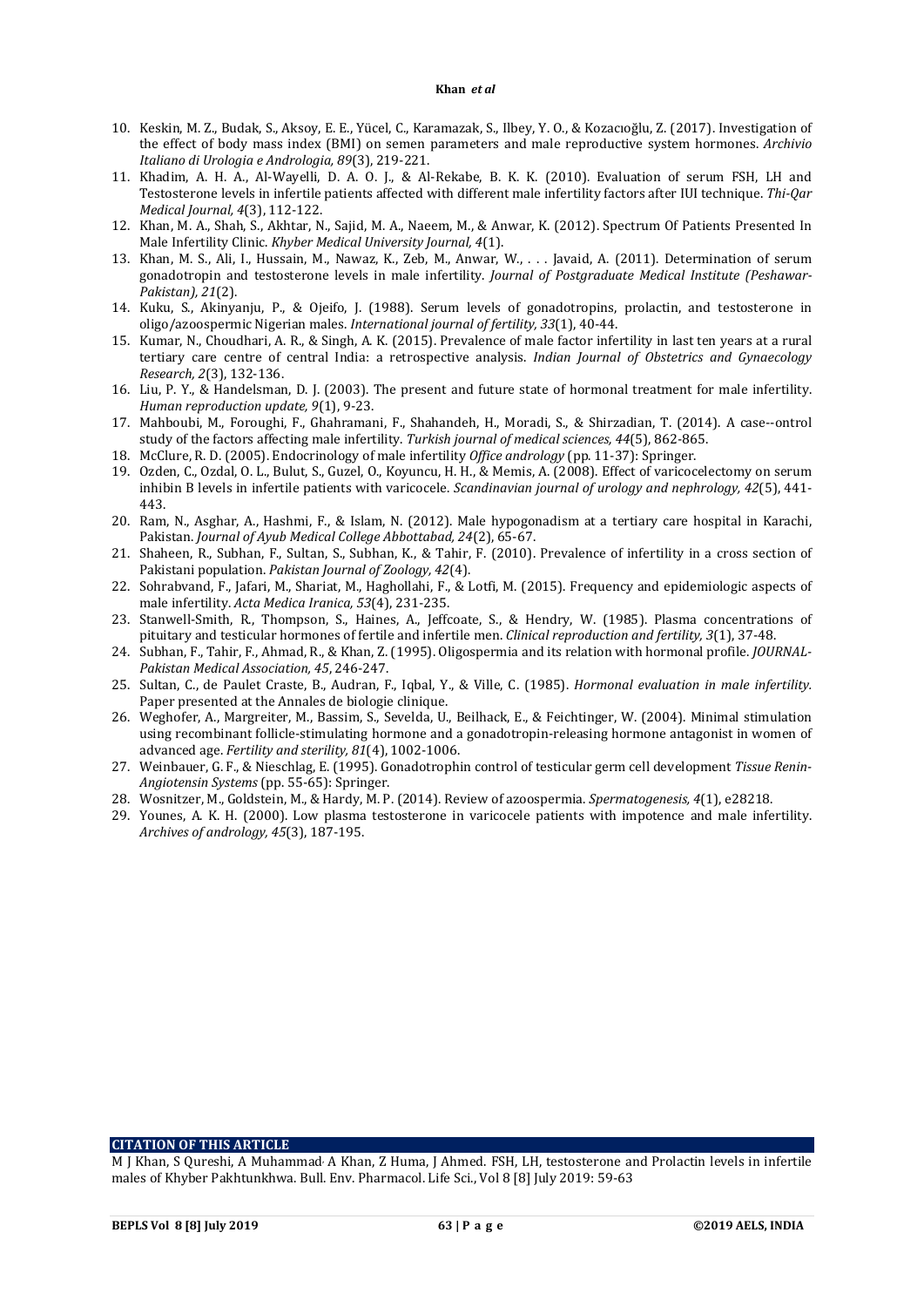10. Keskin, M. Z., Budak, S., Aksoy, E. E., Yücel, C., Karamazak, S., Ilbey, Y. O., & Kozacıoğlu, Z. (2017). Investigation of the effect of body mass index (BMI) on semen parameters and male reproductive system hormones. *Archivio Italiano di Urologia e Andrologia, 89*(3), 219-221.
11. Khadim, A. H. A., Al-Wayelli, D. A. O. J., & Al-Rekabe, B. K. K. (2010). Evaluation of serum FSH, LH and Testosterone levels in infertile patients affected with different male infertility factors after IUI technique. *Thi-Qar Medical Journal, 4*(3), 112-122.
12. Khan, M. A., Shah, S., Akhtar, N., Sajid, M. A., Naeem, M., & Anwar, K. (2012). Spectrum Of Patients Presented In Male Infertility Clinic. *Khyber Medical University Journal, 4*(1).
13. Khan, M. S., Ali, I., Hussain, M., Nawaz, K., Zeb, M., Anwar, W., . . . Javaid, A. (2011). Determination of serum gonadotropin and testosterone levels in male infertility. *Journal of Postgraduate Medical Institute (Peshawar-Pakistan), 21*(2).
14. Kuku, S., Akinyanju, P., & Ojeifo, J. (1988). Serum levels of gonadotropins, prolactin, and testosterone in oligo/azoospermic Nigerian males. *International journal of fertility, 33*(1), 40-44.
15. Kumar, N., Choudhari, A. R., & Singh, A. K. (2015). Prevalence of male factor infertility in last ten years at a rural tertiary care centre of central India: a retrospective analysis. *Indian Journal of Obstetrics and Gynaecology Research, 2*(3), 132-136.
16. Liu, P. Y., & Handelsman, D. J. (2003). The present and future state of hormonal treatment for male infertility. *Human reproduction update, 9*(1), 9-23.
17. Mahboubi, M., Foroughi, F., Ghahramani, F., Shahandeh, H., Moradi, S., & Shirzadian, T. (2014). A case--ontrol study of the factors affecting male infertility. *Turkish journal of medical sciences, 44*(5), 862-865.
18. McClure, R. D. (2005). Endocrinology of male infertility *Office andrology* (pp. 11-37): Springer.
19. Ozden, C., Ozdal, O. L., Bulut, S., Guzel, O., Koyuncu, H. H., & Memis, A. (2008). Effect of varicocelectomy on serum inhibin B levels in infertile patients with varicocele. *Scandinavian journal of urology and nephrology, 42*(5), 441-443.
20. Ram, N., Asghar, A., Hashmi, F., & Islam, N. (2012). Male hypogonadism at a tertiary care hospital in Karachi, Pakistan. *Journal of Ayub Medical College Abbottabad, 24*(2), 65-67.
21. Shaheen, R., Subhan, F., Sultan, S., Subhan, K., & Tahir, F. (2010). Prevalence of infertility in a cross section of Pakistani population. *Pakistan Journal of Zoology, 42*(4).
22. Sohrabvand, F., Jafari, M., Shariat, M., Haghollahi, F., & Lotfi, M. (2015). Frequency and epidemiologic aspects of male infertility. *Acta Medica Iranica, 53*(4), 231-235.
23. Stanwell-Smith, R., Thompson, S., Haines, A., Jeffcoate, S., & Hendry, W. (1985). Plasma concentrations of pituitary and testicular hormones of fertile and infertile men. *Clinical reproduction and fertility, 3*(1), 37-48.
24. Subhan, F., Tahir, F., Ahmad, R., & Khan, Z. (1995). Oligospermia and its relation with hormonal profile. *JOURNAL-Pakistan Medical Association, 45*, 246-247.
25. Sultan, C., de Paulet Craste, B., Audran, F., Iqbal, Y., & Ville, C. (1985). *Hormonal evaluation in male infertility.* Paper presented at the Annales de biologie clinique.
26. Weghofer, A., Margreiter, M., Bassim, S., Sevelda, U., Beilhack, E., & Feichtinger, W. (2004). Minimal stimulation using recombinant follicle-stimulating hormone and a gonadotropin-releasing hormone antagonist in women of advanced age. *Fertility and sterility, 81*(4), 1002-1006.
27. Weinbauer, G. F., & Nieschlag, E. (1995). Gonadotrophin control of testicular germ cell development *Tissue Renin-Angiotensin Systems* (pp. 55-65): Springer.
28. Wosnitzer, M., Goldstein, M., & Hardy, M. P. (2014). Review of azoospermia. *Spermatogenesis, 4*(1), e28218.
29. Younes, A. K. H. (2000). Low plasma testosterone in varicocele patients with impotence and male infertility. *Archives of andrology, 45*(3), 187-195.

**CITATION OF THIS ARTICLE**

M J Khan, S Qureshi, A Muhammad, A Khan, Z Huma, J Ahmed. FSH, LH, testosterone and Prolactin levels in infertile males of Khyber Pakhtunkhwa. Bull. Env. Pharmacol. Life Sci., Vol 8 [8] July 2019: 59-63